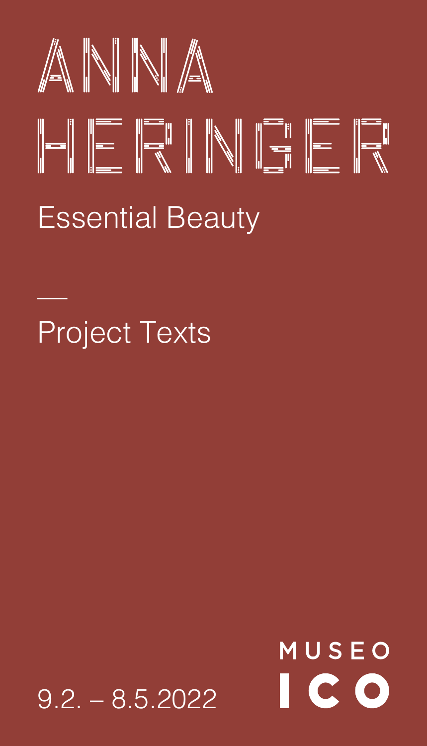# ANNA HERINGER

## Essential Beauty

—

Project Texts

9.2. – 8.5.2022

MUSEO ICO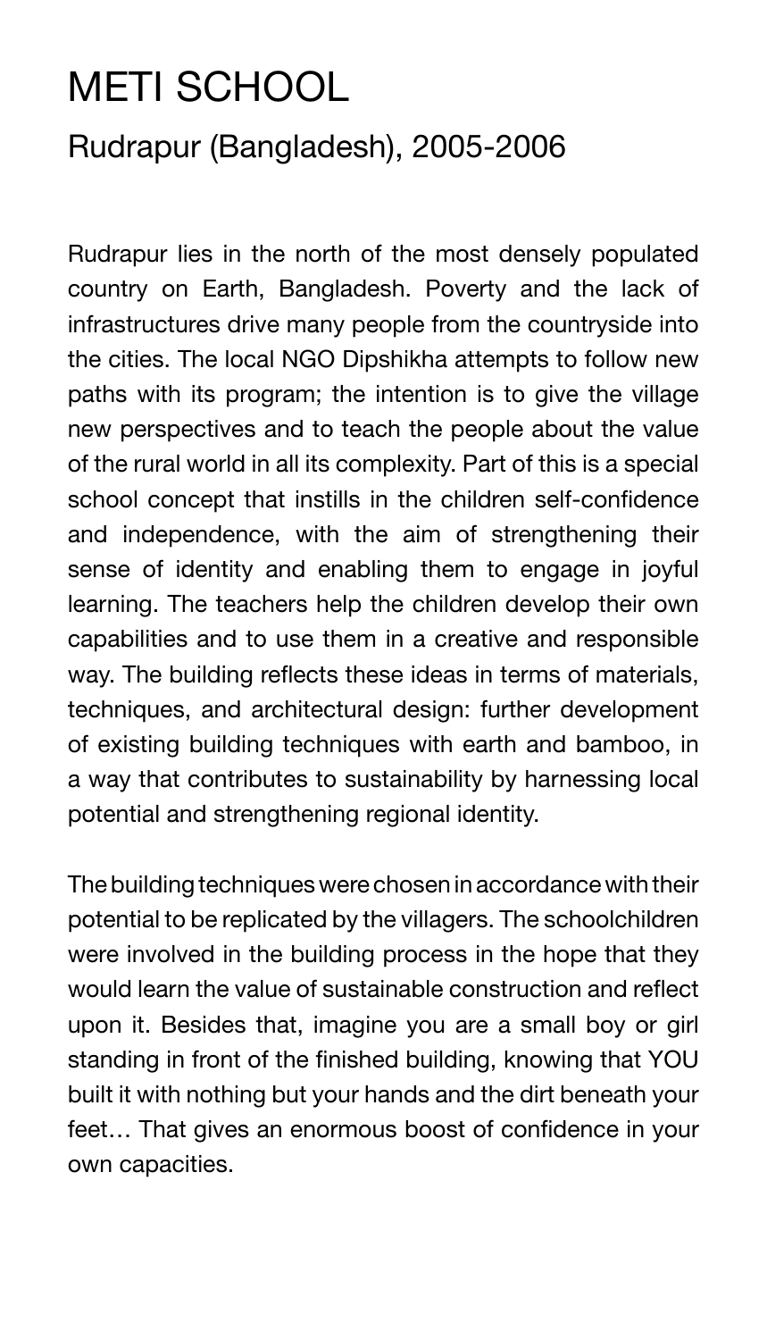# METI SCHOOL

## Rudrapur (Bangladesh), 2005-2006

Rudrapur lies in the north of the most densely populated country on Earth, Bangladesh. Poverty and the lack of infrastructures drive many people from the countryside into the cities. The local NGO Dipshikha attempts to follow new paths with its program; the intention is to give the village new perspectives and to teach the people about the value of the rural world in all its complexity. Part of this is a special school concept that instills in the children self-confidence and independence, with the aim of strengthening their sense of identity and enabling them to engage in joyful learning. The teachers help the children develop their own capabilities and to use them in a creative and responsible way. The building reflects these ideas in terms of materials, techniques, and architectural design: further development of existing building techniques with earth and bamboo, in a way that contributes to sustainability by harnessing local potential and strengthening regional identity.

The building techniques were chosen in accordance with their potential to be replicated by the villagers. The schoolchildren were involved in the building process in the hope that they would learn the value of sustainable construction and reflect upon it. Besides that, imagine you are a small boy or girl standing in front of the finished building, knowing that YOU built it with nothing but your hands and the dirt beneath your feet… That gives an enormous boost of confidence in your own capacities.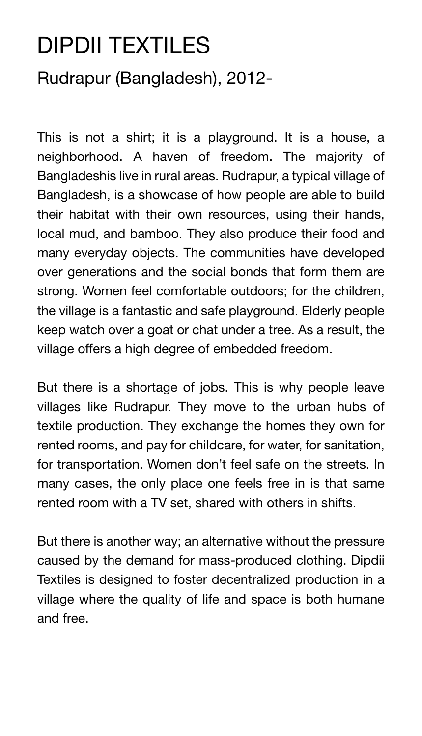# DIPDII TEXTILES

## Rudrapur (Bangladesh), 2012-

This is not a shirt; it is a playground. It is a house, a neighborhood. A haven of freedom. The majority of Bangladeshis live in rural areas. Rudrapur, a typical village of Bangladesh, is a showcase of how people are able to build their habitat with their own resources, using their hands, local mud, and bamboo. They also produce their food and many everyday objects. The communities have developed over generations and the social bonds that form them are strong. Women feel comfortable outdoors; for the children, the village is a fantastic and safe playground. Elderly people keep watch over a goat or chat under a tree. As a result, the village offers a high degree of embedded freedom.

But there is a shortage of jobs. This is why people leave villages like Rudrapur. They move to the urban hubs of textile production. They exchange the homes they own for rented rooms, and pay for childcare, for water, for sanitation, for transportation. Women don't feel safe on the streets. In many cases, the only place one feels free in is that same rented room with a TV set, shared with others in shifts.

But there is another way; an alternative without the pressure caused by the demand for mass-produced clothing. Dipdii Textiles is designed to foster decentralized production in a village where the quality of life and space is both humane and free.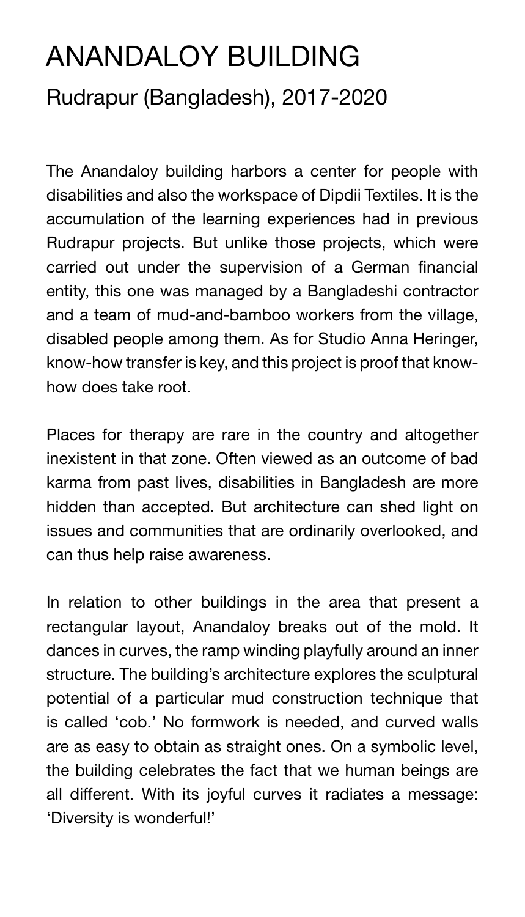# ANANDALOY BUILDING

## Rudrapur (Bangladesh), 2017-2020

The Anandaloy building harbors a center for people with disabilities and also the workspace of Dipdii Textiles. It is the accumulation of the learning experiences had in previous Rudrapur projects. But unlike those projects, which were carried out under the supervision of a German financial entity, this one was managed by a Bangladeshi contractor and a team of mud-and-bamboo workers from the village, disabled people among them. As for Studio Anna Heringer, know-how transfer is key, and this project is proof that know-how does take root.

Places for therapy are rare in the country and altogether inexistent in that zone. Often viewed as an outcome of bad karma from past lives, disabilities in Bangladesh are more hidden than accepted. But architecture can shed light on issues and communities that are ordinarily overlooked, and can thus help raise awareness.

In relation to other buildings in the area that present a rectangular layout, Anandaloy breaks out of the mold. It dances in curves, the ramp winding playfully around an inner structure. The building's architecture explores the sculptural potential of a particular mud construction technique that is called 'cob.' No formwork is needed, and curved walls are as easy to obtain as straight ones. On a symbolic level, the building celebrates the fact that we human beings are all different. With its joyful curves it radiates a message: 'Diversity is wonderful!'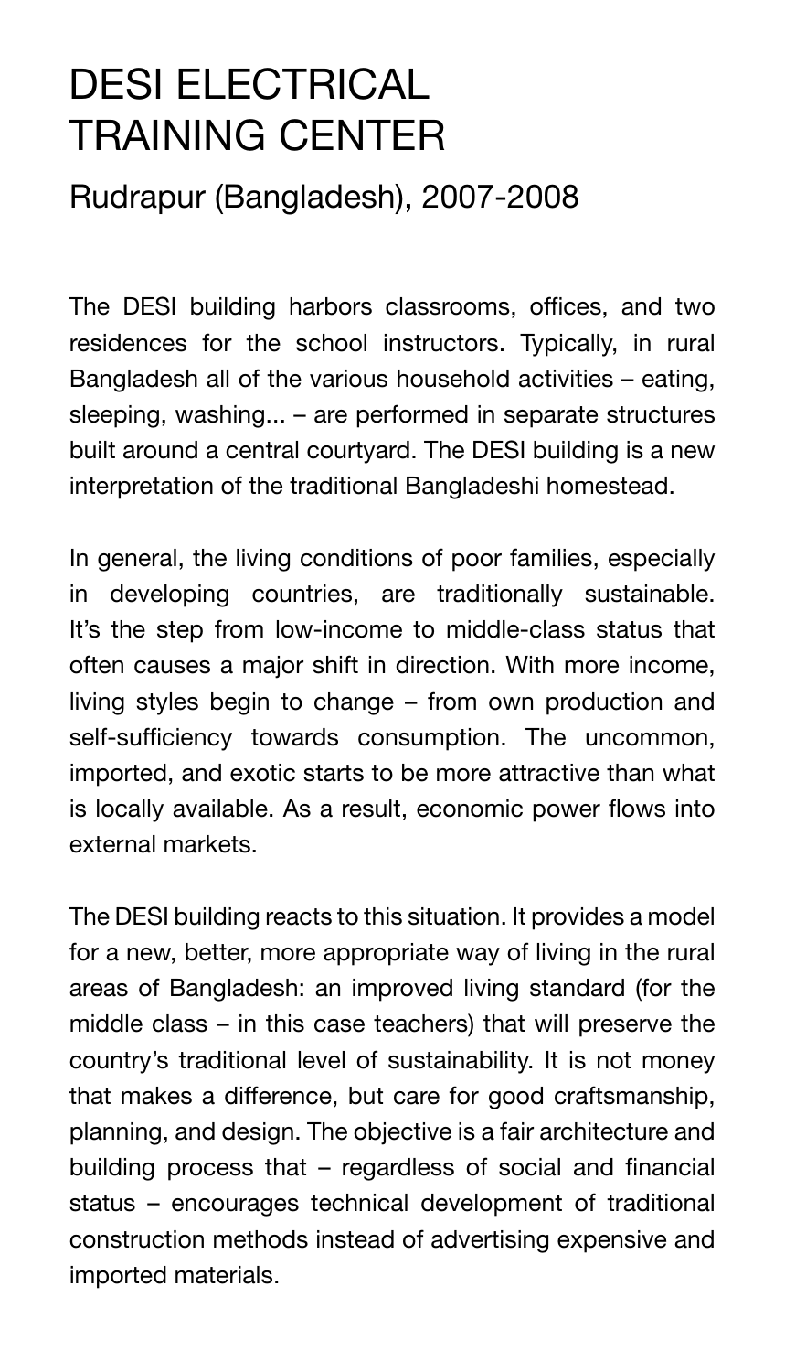# DESI ELECTRICAL TRAINING CENTER

## Rudrapur (Bangladesh), 2007-2008

The DESI building harbors classrooms, offices, and two residences for the school instructors. Typically, in rural Bangladesh all of the various household activities – eating, sleeping, washing... – are performed in separate structures built around a central courtyard. The DESI building is a new interpretation of the traditional Bangladeshi homestead.

In general, the living conditions of poor families, especially in developing countries, are traditionally sustainable. It's the step from low-income to middle-class status that often causes a major shift in direction. With more income, living styles begin to change – from own production and self-sufficiency towards consumption. The uncommon, imported, and exotic starts to be more attractive than what is locally available. As a result, economic power flows into external markets.

The DESI building reacts to this situation. It provides a model for a new, better, more appropriate way of living in the rural areas of Bangladesh: an improved living standard (for the middle class – in this case teachers) that will preserve the country's traditional level of sustainability. It is not money that makes a difference, but care for good craftsmanship, planning, and design. The objective is a fair architecture and building process that – regardless of social and financial status – encourages technical development of traditional construction methods instead of advertising expensive and imported materials.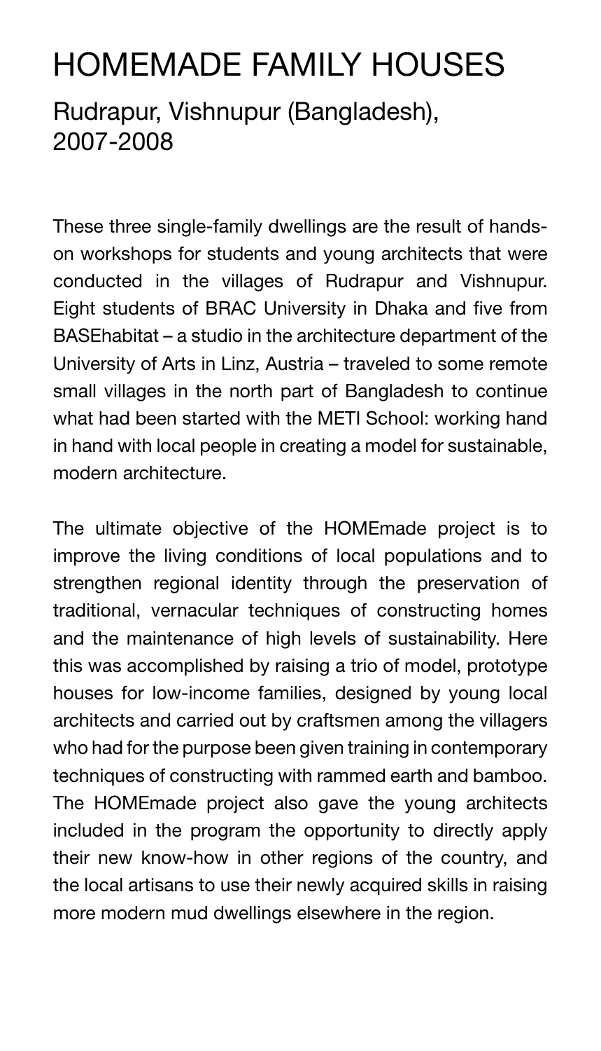# HOMEMADE FAMILY HOUSES

## Rudrapur, Vishnupur (Bangladesh), 2007-2008

These three single-family dwellings are the result of hands-on workshops for students and young architects that were conducted in the villages of Rudrapur and Vishnupur. Eight students of BRAC University in Dhaka and five from BASEhabitat – a studio in the architecture department of the University of Arts in Linz, Austria – traveled to some remote small villages in the north part of Bangladesh to continue what had been started with the METI School: working hand in hand with local people in creating a model for sustainable, modern architecture.

The ultimate objective of the HOMEmade project is to improve the living conditions of local populations and to strengthen regional identity through the preservation of traditional, vernacular techniques of constructing homes and the maintenance of high levels of sustainability. Here this was accomplished by raising a trio of model, prototype houses for low-income families, designed by young local architects and carried out by craftsmen among the villagers who had for the purpose been given training in contemporary techniques of constructing with rammed earth and bamboo. The HOMEmade project also gave the young architects included in the program the opportunity to directly apply their new know-how in other regions of the country, and the local artisans to use their newly acquired skills in raising more modern mud dwellings elsewhere in the region.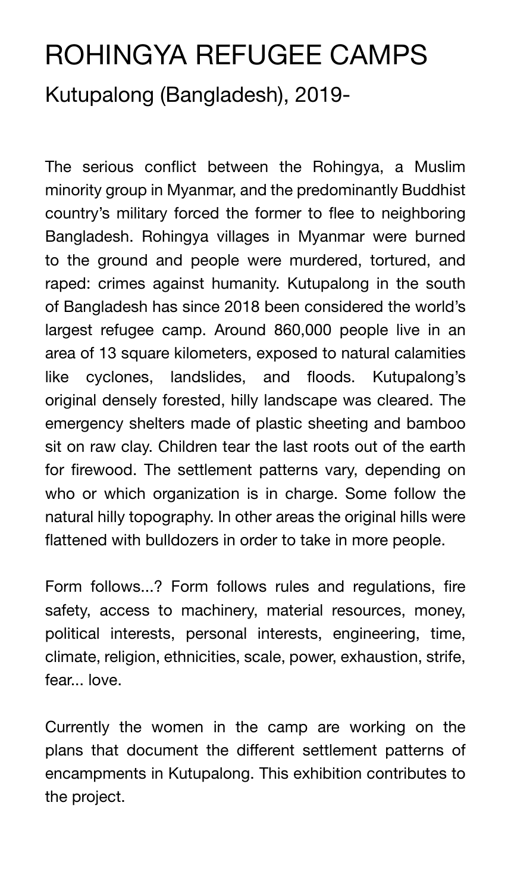# ROHINGYA REFUGEE CAMPS

## Kutupalong (Bangladesh), 2019-

The serious conflict between the Rohingya, a Muslim minority group in Myanmar, and the predominantly Buddhist country's military forced the former to flee to neighboring Bangladesh. Rohingya villages in Myanmar were burned to the ground and people were murdered, tortured, and raped: crimes against humanity. Kutupalong in the south of Bangladesh has since 2018 been considered the world's largest refugee camp. Around 860,000 people live in an area of 13 square kilometers, exposed to natural calamities like cyclones, landslides, and floods. Kutupalong's original densely forested, hilly landscape was cleared. The emergency shelters made of plastic sheeting and bamboo sit on raw clay. Children tear the last roots out of the earth for firewood. The settlement patterns vary, depending on who or which organization is in charge. Some follow the natural hilly topography. In other areas the original hills were flattened with bulldozers in order to take in more people.

Form follows...? Form follows rules and regulations, fire safety, access to machinery, material resources, money, political interests, personal interests, engineering, time, climate, religion, ethnicities, scale, power, exhaustion, strife, fear... love.

Currently the women in the camp are working on the plans that document the different settlement patterns of encampments in Kutupalong. This exhibition contributes to the project.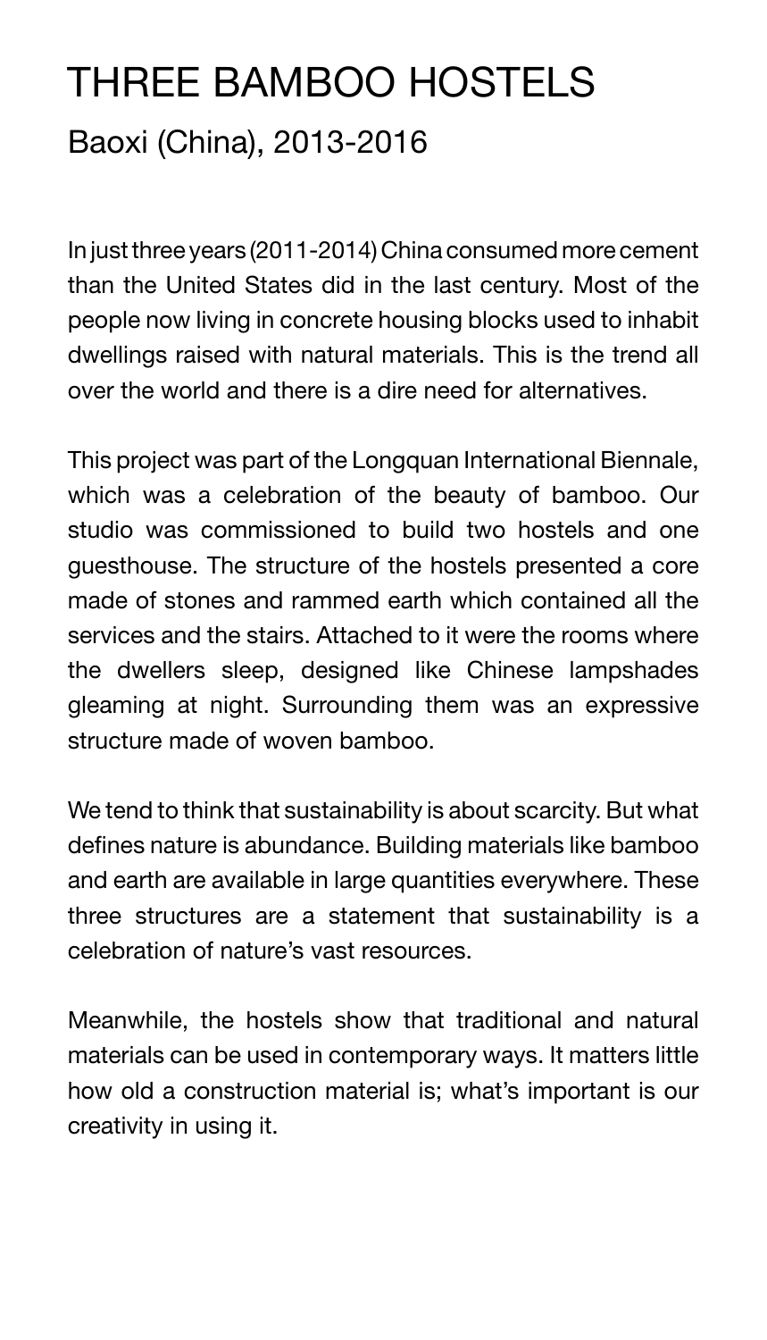# THREE BAMBOO HOSTELS

## Baoxi (China), 2013-2016

In just three years (2011-2014) China consumed more cement than the United States did in the last century. Most of the people now living in concrete housing blocks used to inhabit dwellings raised with natural materials. This is the trend all over the world and there is a dire need for alternatives.

This project was part of the Longquan International Biennale, which was a celebration of the beauty of bamboo. Our studio was commissioned to build two hostels and one guesthouse. The structure of the hostels presented a core made of stones and rammed earth which contained all the services and the stairs. Attached to it were the rooms where the dwellers sleep, designed like Chinese lampshades gleaming at night. Surrounding them was an expressive structure made of woven bamboo.

We tend to think that sustainability is about scarcity. But what defines nature is abundance. Building materials like bamboo and earth are available in large quantities everywhere. These three structures are a statement that sustainability is a celebration of nature's vast resources.

Meanwhile, the hostels show that traditional and natural materials can be used in contemporary ways. It matters little how old a construction material is; what's important is our creativity in using it.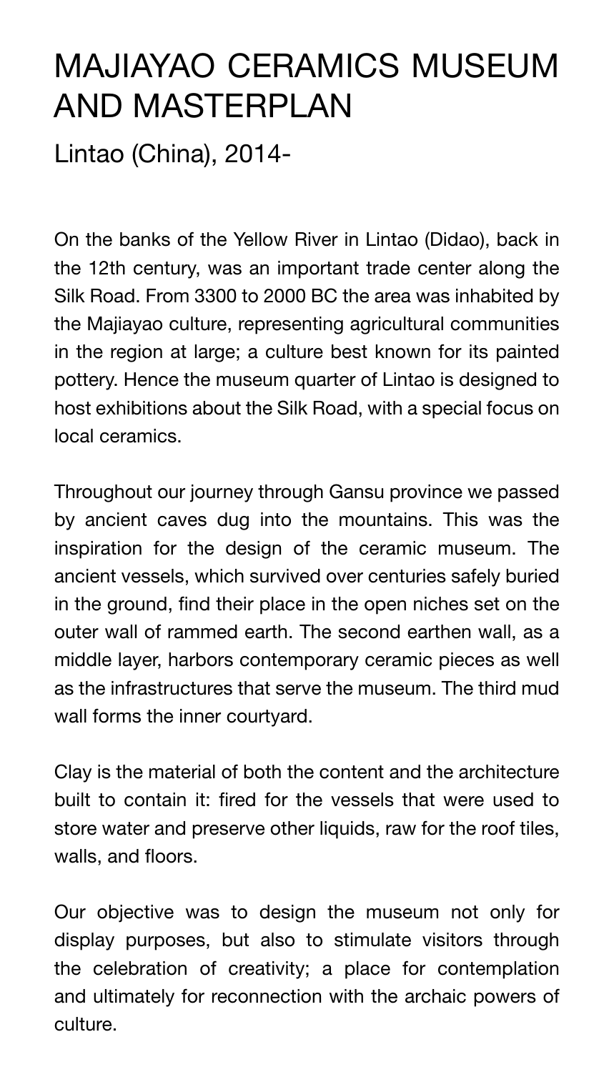# MAJIAYAO CERAMICS MUSEUM AND MASTERPLAN

## Lintao (China), 2014-

On the banks of the Yellow River in Lintao (Didao), back in the 12th century, was an important trade center along the Silk Road. From 3300 to 2000 BC the area was inhabited by the Majiayao culture, representing agricultural communities in the region at large; a culture best known for its painted pottery. Hence the museum quarter of Lintao is designed to host exhibitions about the Silk Road, with a special focus on local ceramics.

Throughout our journey through Gansu province we passed by ancient caves dug into the mountains. This was the inspiration for the design of the ceramic museum. The ancient vessels, which survived over centuries safely buried in the ground, find their place in the open niches set on the outer wall of rammed earth. The second earthen wall, as a middle layer, harbors contemporary ceramic pieces as well as the infrastructures that serve the museum. The third mud wall forms the inner courtyard.

Clay is the material of both the content and the architecture built to contain it: fired for the vessels that were used to store water and preserve other liquids, raw for the roof tiles, walls, and floors.

Our objective was to design the museum not only for display purposes, but also to stimulate visitors through the celebration of creativity; a place for contemplation and ultimately for reconnection with the archaic powers of culture.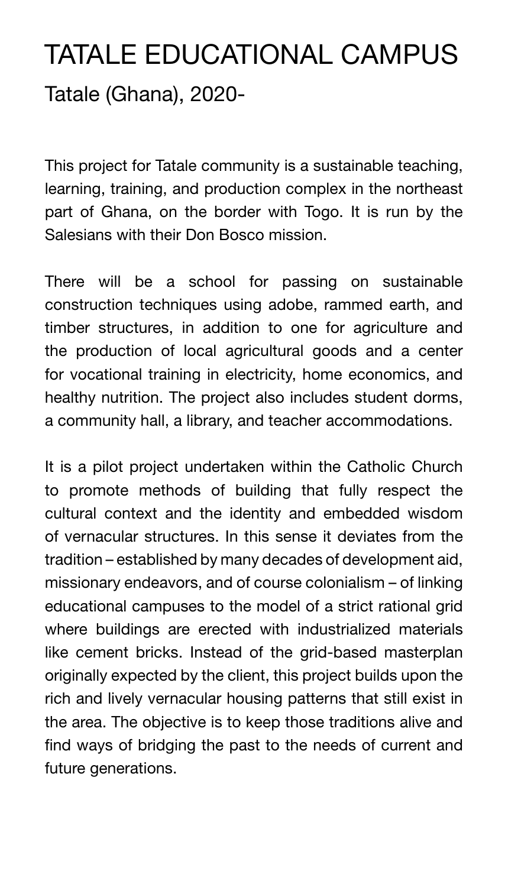# TATALE EDUCATIONAL CAMPUS

## Tatale (Ghana), 2020-

This project for Tatale community is a sustainable teaching, learning, training, and production complex in the northeast part of Ghana, on the border with Togo. It is run by the Salesians with their Don Bosco mission.

There will be a school for passing on sustainable construction techniques using adobe, rammed earth, and timber structures, in addition to one for agriculture and the production of local agricultural goods and a center for vocational training in electricity, home economics, and healthy nutrition. The project also includes student dorms, a community hall, a library, and teacher accommodations.

It is a pilot project undertaken within the Catholic Church to promote methods of building that fully respect the cultural context and the identity and embedded wisdom of vernacular structures. In this sense it deviates from the tradition – established by many decades of development aid, missionary endeavors, and of course colonialism – of linking educational campuses to the model of a strict rational grid where buildings are erected with industrialized materials like cement bricks. Instead of the grid-based masterplan originally expected by the client, this project builds upon the rich and lively vernacular housing patterns that still exist in the area. The objective is to keep those traditions alive and find ways of bridging the past to the needs of current and future generations.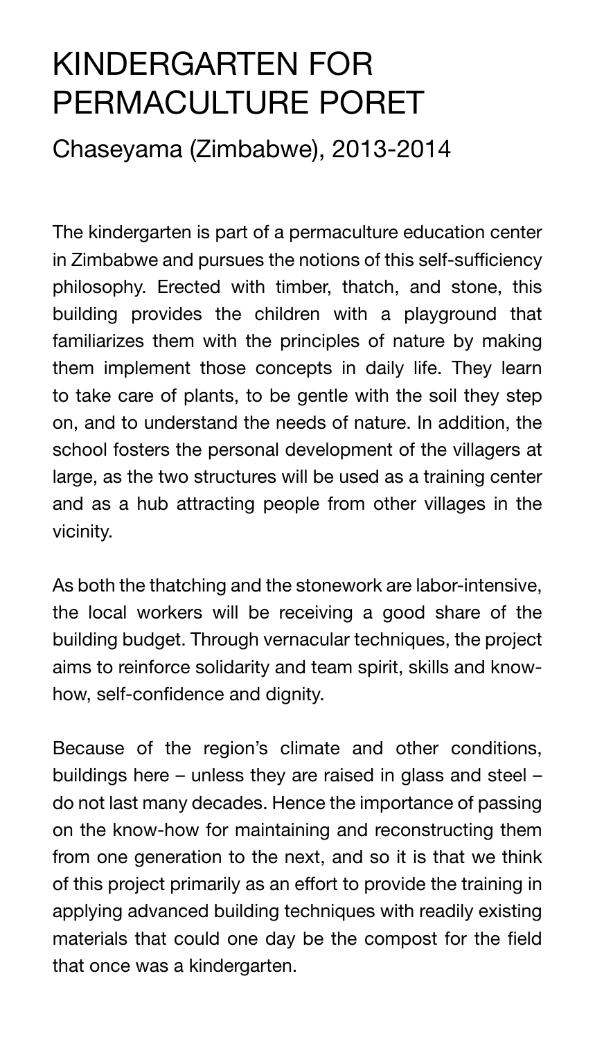# KINDERGARTEN FOR PERMACULTURE PORET

## Chaseyama (Zimbabwe), 2013-2014

The kindergarten is part of a permaculture education center in Zimbabwe and pursues the notions of this self-sufficiency philosophy. Erected with timber, thatch, and stone, this building provides the children with a playground that familiarizes them with the principles of nature by making them implement those concepts in daily life. They learn to take care of plants, to be gentle with the soil they step on, and to understand the needs of nature. In addition, the school fosters the personal development of the villagers at large, as the two structures will be used as a training center and as a hub attracting people from other villages in the vicinity.

As both the thatching and the stonework are labor-intensive, the local workers will be receiving a good share of the building budget. Through vernacular techniques, the project aims to reinforce solidarity and team spirit, skills and know-how, self-confidence and dignity.

Because of the region's climate and other conditions, buildings here – unless they are raised in glass and steel – do not last many decades. Hence the importance of passing on the know-how for maintaining and reconstructing them from one generation to the next, and so it is that we think of this project primarily as an effort to provide the training in applying advanced building techniques with readily existing materials that could one day be the compost for the field that once was a kindergarten.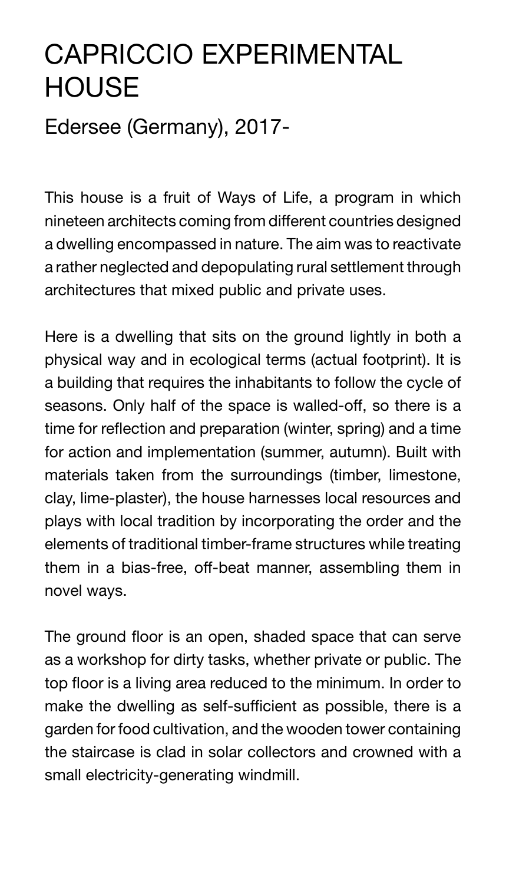# CAPRICCIO EXPERIMENTAL HOUSE

## Edersee (Germany), 2017-

This house is a fruit of Ways of Life, a program in which nineteen architects coming from different countries designed a dwelling encompassed in nature. The aim was to reactivate a rather neglected and depopulating rural settlement through architectures that mixed public and private uses.

Here is a dwelling that sits on the ground lightly in both a physical way and in ecological terms (actual footprint). It is a building that requires the inhabitants to follow the cycle of seasons. Only half of the space is walled-off, so there is a time for reflection and preparation (winter, spring) and a time for action and implementation (summer, autumn). Built with materials taken from the surroundings (timber, limestone, clay, lime-plaster), the house harnesses local resources and plays with local tradition by incorporating the order and the elements of traditional timber-frame structures while treating them in a bias-free, off-beat manner, assembling them in novel ways.

The ground floor is an open, shaded space that can serve as a workshop for dirty tasks, whether private or public. The top floor is a living area reduced to the minimum. In order to make the dwelling as self-sufficient as possible, there is a garden for food cultivation, and the wooden tower containing the staircase is clad in solar collectors and crowned with a small electricity-generating windmill.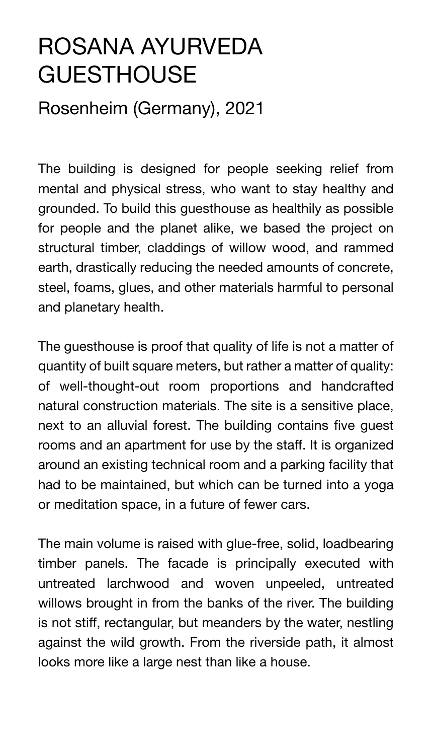# ROSANA AYURVEDA GUESTHOUSE

## Rosenheim (Germany), 2021

The building is designed for people seeking relief from mental and physical stress, who want to stay healthy and grounded. To build this guesthouse as healthily as possible for people and the planet alike, we based the project on structural timber, claddings of willow wood, and rammed earth, drastically reducing the needed amounts of concrete, steel, foams, glues, and other materials harmful to personal and planetary health.

The guesthouse is proof that quality of life is not a matter of quantity of built square meters, but rather a matter of quality: of well-thought-out room proportions and handcrafted natural construction materials. The site is a sensitive place, next to an alluvial forest. The building contains five guest rooms and an apartment for use by the staff. It is organized around an existing technical room and a parking facility that had to be maintained, but which can be turned into a yoga or meditation space, in a future of fewer cars.

The main volume is raised with glue-free, solid, loadbearing timber panels. The facade is principally executed with untreated larchwood and woven unpeeled, untreated willows brought in from the banks of the river. The building is not stiff, rectangular, but meanders by the water, nestling against the wild growth. From the riverside path, it almost looks more like a large nest than like a house.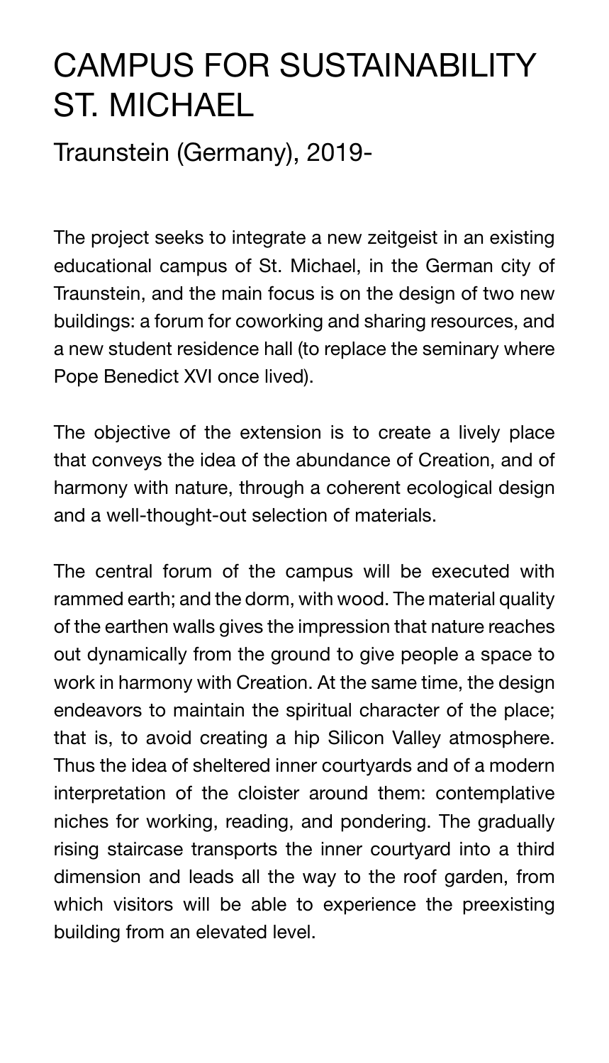# CAMPUS FOR SUSTAINABILITY ST. MICHAEL

## Traunstein (Germany), 2019-

The project seeks to integrate a new zeitgeist in an existing educational campus of St. Michael, in the German city of Traunstein, and the main focus is on the design of two new buildings: a forum for coworking and sharing resources, and a new student residence hall (to replace the seminary where Pope Benedict XVI once lived).

The objective of the extension is to create a lively place that conveys the idea of the abundance of Creation, and of harmony with nature, through a coherent ecological design and a well-thought-out selection of materials.

The central forum of the campus will be executed with rammed earth; and the dorm, with wood. The material quality of the earthen walls gives the impression that nature reaches out dynamically from the ground to give people a space to work in harmony with Creation. At the same time, the design endeavors to maintain the spiritual character of the place; that is, to avoid creating a hip Silicon Valley atmosphere. Thus the idea of sheltered inner courtyards and of a modern interpretation of the cloister around them: contemplative niches for working, reading, and pondering. The gradually rising staircase transports the inner courtyard into a third dimension and leads all the way to the roof garden, from which visitors will be able to experience the preexisting building from an elevated level.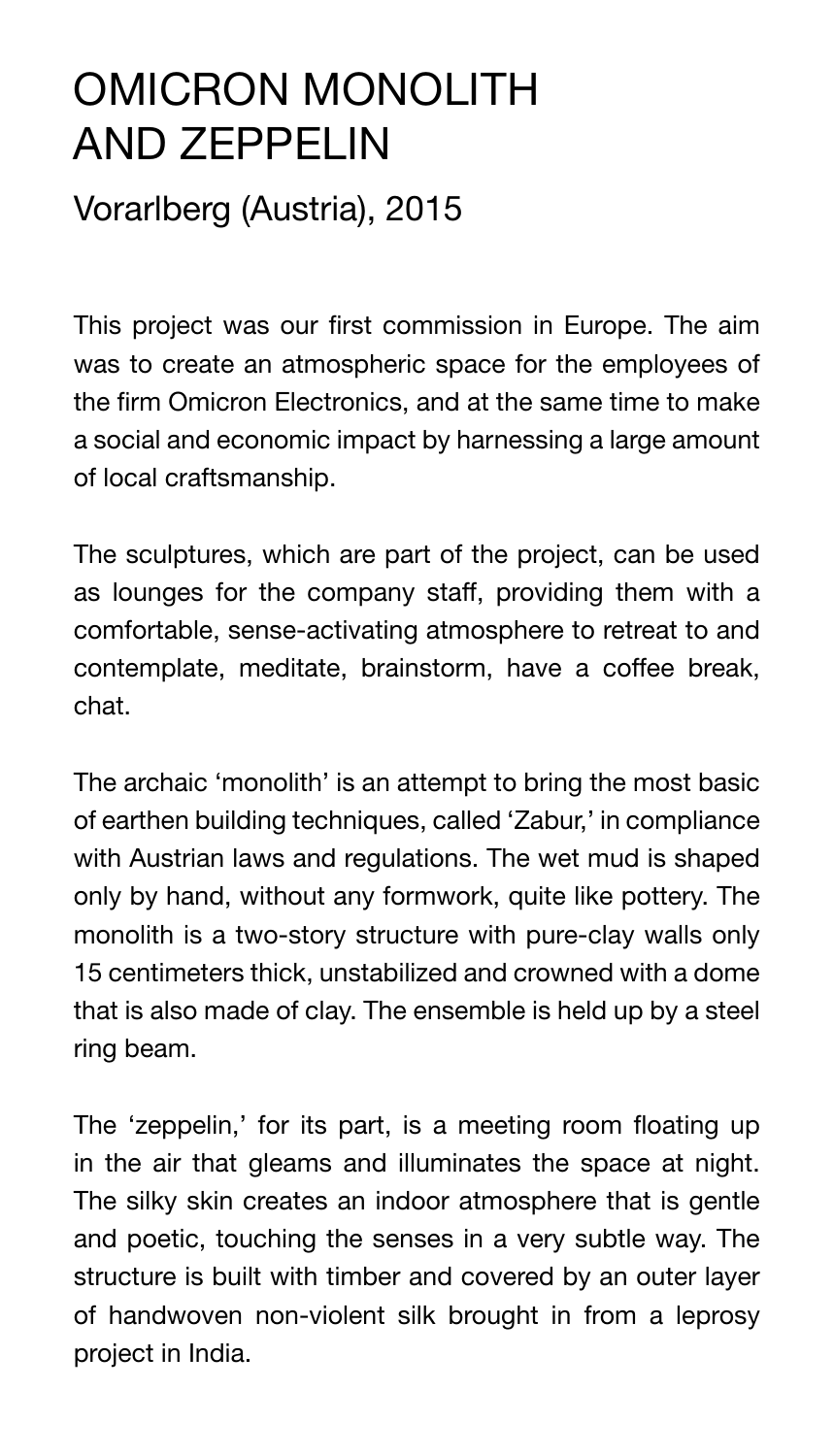# OMICRON MONOLITH AND ZEPPELIN

## Vorarlberg (Austria), 2015

This project was our first commission in Europe. The aim was to create an atmospheric space for the employees of the firm Omicron Electronics, and at the same time to make a social and economic impact by harnessing a large amount of local craftsmanship.

The sculptures, which are part of the project, can be used as lounges for the company staff, providing them with a comfortable, sense-activating atmosphere to retreat to and contemplate, meditate, brainstorm, have a coffee break, chat.

The archaic 'monolith' is an attempt to bring the most basic of earthen building techniques, called 'Zabur,' in compliance with Austrian laws and regulations. The wet mud is shaped only by hand, without any formwork, quite like pottery. The monolith is a two-story structure with pure-clay walls only 15 centimeters thick, unstabilized and crowned with a dome that is also made of clay. The ensemble is held up by a steel ring beam.

The 'zeppelin,' for its part, is a meeting room floating up in the air that gleams and illuminates the space at night. The silky skin creates an indoor atmosphere that is gentle and poetic, touching the senses in a very subtle way. The structure is built with timber and covered by an outer layer of handwoven non-violent silk brought in from a leprosy project in India.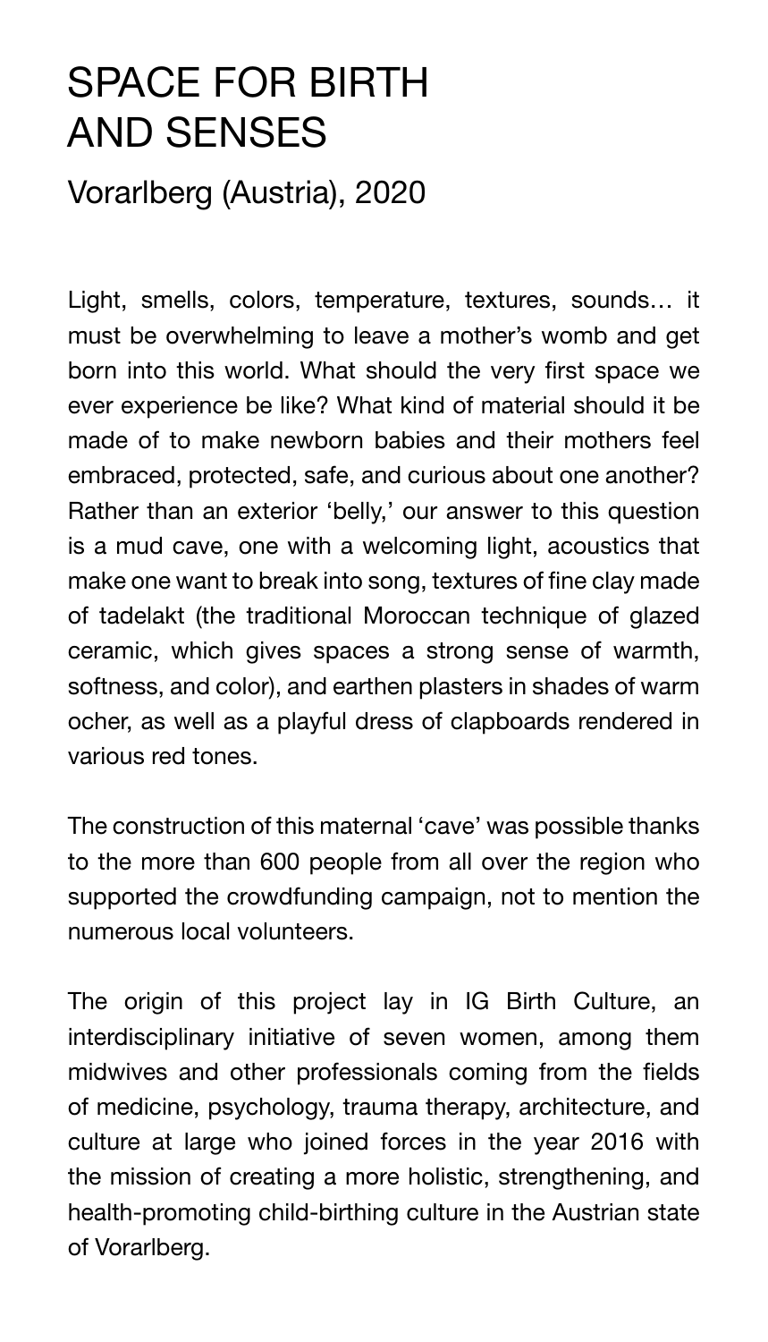# SPACE FOR BIRTH AND SENSES

## Vorarlberg (Austria), 2020

Light, smells, colors, temperature, textures, sounds… it must be overwhelming to leave a mother's womb and get born into this world. What should the very first space we ever experience be like? What kind of material should it be made of to make newborn babies and their mothers feel embraced, protected, safe, and curious about one another? Rather than an exterior 'belly,' our answer to this question is a mud cave, one with a welcoming light, acoustics that make one want to break into song, textures of fine clay made of tadelakt (the traditional Moroccan technique of glazed ceramic, which gives spaces a strong sense of warmth, softness, and color), and earthen plasters in shades of warm ocher, as well as a playful dress of clapboards rendered in various red tones.

The construction of this maternal 'cave' was possible thanks to the more than 600 people from all over the region who supported the crowdfunding campaign, not to mention the numerous local volunteers.

The origin of this project lay in IG Birth Culture, an interdisciplinary initiative of seven women, among them midwives and other professionals coming from the fields of medicine, psychology, trauma therapy, architecture, and culture at large who joined forces in the year 2016 with the mission of creating a more holistic, strengthening, and health-promoting child-birthing culture in the Austrian state of Vorarlberg.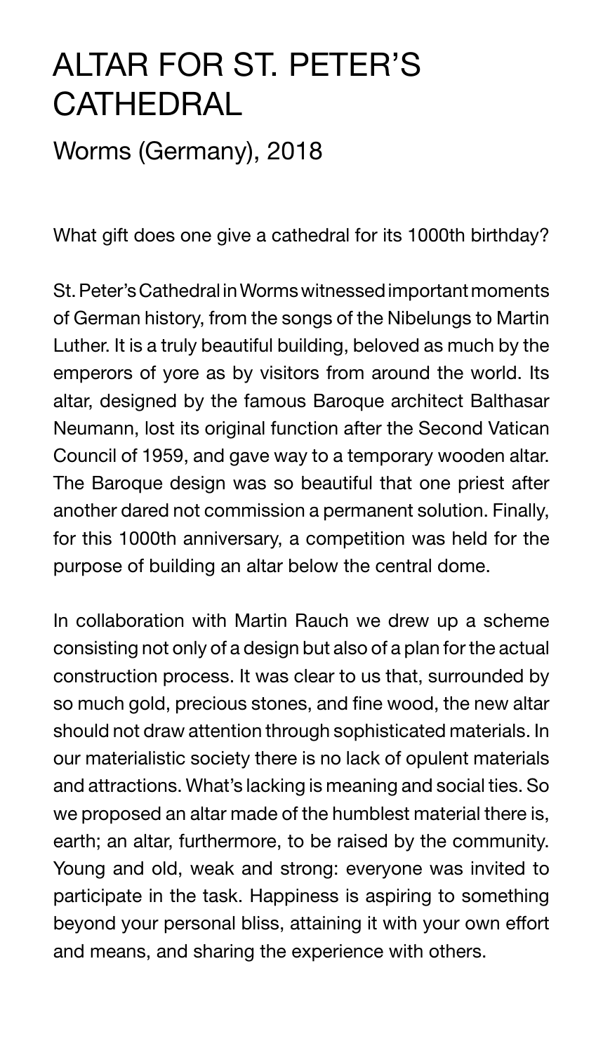# ALTAR FOR ST. PETER'S CATHEDRAL

## Worms (Germany), 2018

What gift does one give a cathedral for its 1000th birthday?

St. Peter's Cathedral in Worms witnessed important moments of German history, from the songs of the Nibelungs to Martin Luther. It is a truly beautiful building, beloved as much by the emperors of yore as by visitors from around the world. Its altar, designed by the famous Baroque architect Balthasar Neumann, lost its original function after the Second Vatican Council of 1959, and gave way to a temporary wooden altar. The Baroque design was so beautiful that one priest after another dared not commission a permanent solution. Finally, for this 1000th anniversary, a competition was held for the purpose of building an altar below the central dome.

In collaboration with Martin Rauch we drew up a scheme consisting not only of a design but also of a plan for the actual construction process. It was clear to us that, surrounded by so much gold, precious stones, and fine wood, the new altar should not draw attention through sophisticated materials. In our materialistic society there is no lack of opulent materials and attractions. What's lacking is meaning and social ties. So we proposed an altar made of the humblest material there is, earth; an altar, furthermore, to be raised by the community. Young and old, weak and strong: everyone was invited to participate in the task. Happiness is aspiring to something beyond your personal bliss, attaining it with your own effort and means, and sharing the experience with others.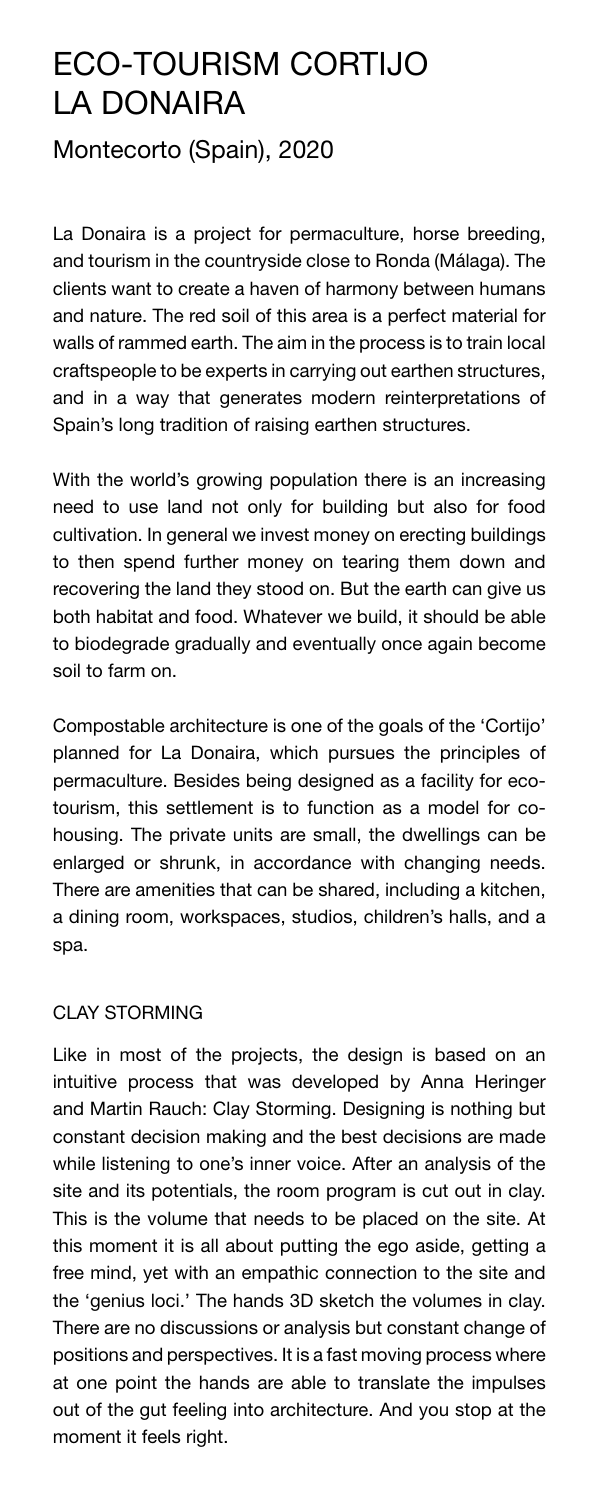# ECO-TOURISM CORTIJO LA DONAIRA

## Montecorto (Spain), 2020

La Donaira is a project for permaculture, horse breeding, and tourism in the countryside close to Ronda (Málaga). The clients want to create a haven of harmony between humans and nature. The red soil of this area is a perfect material for walls of rammed earth. The aim in the process is to train local craftspeople to be experts in carrying out earthen structures, and in a way that generates modern reinterpretations of Spain's long tradition of raising earthen structures.

With the world's growing population there is an increasing need to use land not only for building but also for food cultivation. In general we invest money on erecting buildings to then spend further money on tearing them down and recovering the land they stood on. But the earth can give us both habitat and food. Whatever we build, it should be able to biodegrade gradually and eventually once again become soil to farm on.

Compostable architecture is one of the goals of the 'Cortijo' planned for La Donaira, which pursues the principles of permaculture. Besides being designed as a facility for eco-tourism, this settlement is to function as a model for co-housing. The private units are small, the dwellings can be enlarged or shrunk, in accordance with changing needs. There are amenities that can be shared, including a kitchen, a dining room, workspaces, studios, children's halls, and a spa.

### CLAY STORMING

Like in most of the projects, the design is based on an intuitive process that was developed by Anna Heringer and Martin Rauch: Clay Storming. Designing is nothing but constant decision making and the best decisions are made while listening to one's inner voice. After an analysis of the site and its potentials, the room program is cut out in clay. This is the volume that needs to be placed on the site. At this moment it is all about putting the ego aside, getting a free mind, yet with an empathic connection to the site and the 'genius loci.' The hands 3D sketch the volumes in clay. There are no discussions or analysis but constant change of positions and perspectives. It is a fast moving process where at one point the hands are able to translate the impulses out of the gut feeling into architecture. And you stop at the moment it feels right.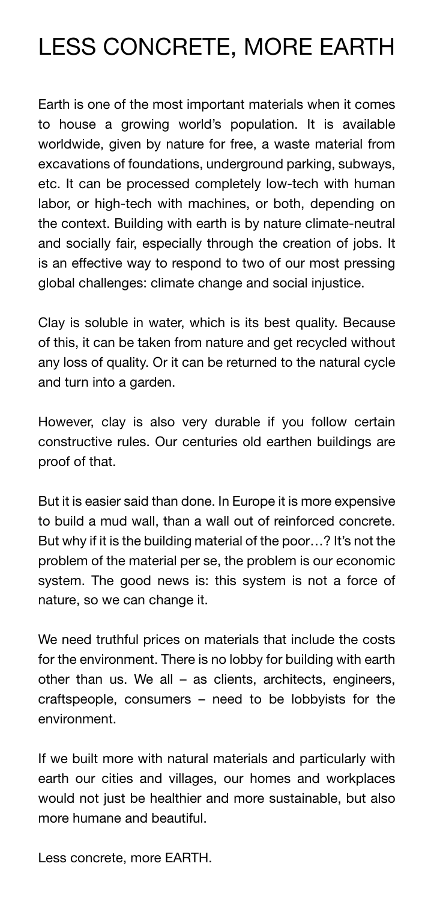# LESS CONCRETE, MORE EARTH

Earth is one of the most important materials when it comes to house a growing world's population. It is available worldwide, given by nature for free, a waste material from excavations of foundations, underground parking, subways, etc. It can be processed completely low-tech with human labor, or high-tech with machines, or both, depending on the context. Building with earth is by nature climate-neutral and socially fair, especially through the creation of jobs. It is an effective way to respond to two of our most pressing global challenges: climate change and social injustice.

Clay is soluble in water, which is its best quality. Because of this, it can be taken from nature and get recycled without any loss of quality. Or it can be returned to the natural cycle and turn into a garden.

However, clay is also very durable if you follow certain constructive rules. Our centuries old earthen buildings are proof of that.

But it is easier said than done. In Europe it is more expensive to build a mud wall, than a wall out of reinforced concrete. But why if it is the building material of the poor…? It's not the problem of the material per se, the problem is our economic system. The good news is: this system is not a force of nature, so we can change it.

We need truthful prices on materials that include the costs for the environment. There is no lobby for building with earth other than us. We all – as clients, architects, engineers, craftspeople, consumers – need to be lobbyists for the environment.

If we built more with natural materials and particularly with earth our cities and villages, our homes and workplaces would not just be healthier and more sustainable, but also more humane and beautiful.

Less concrete, more EARTH.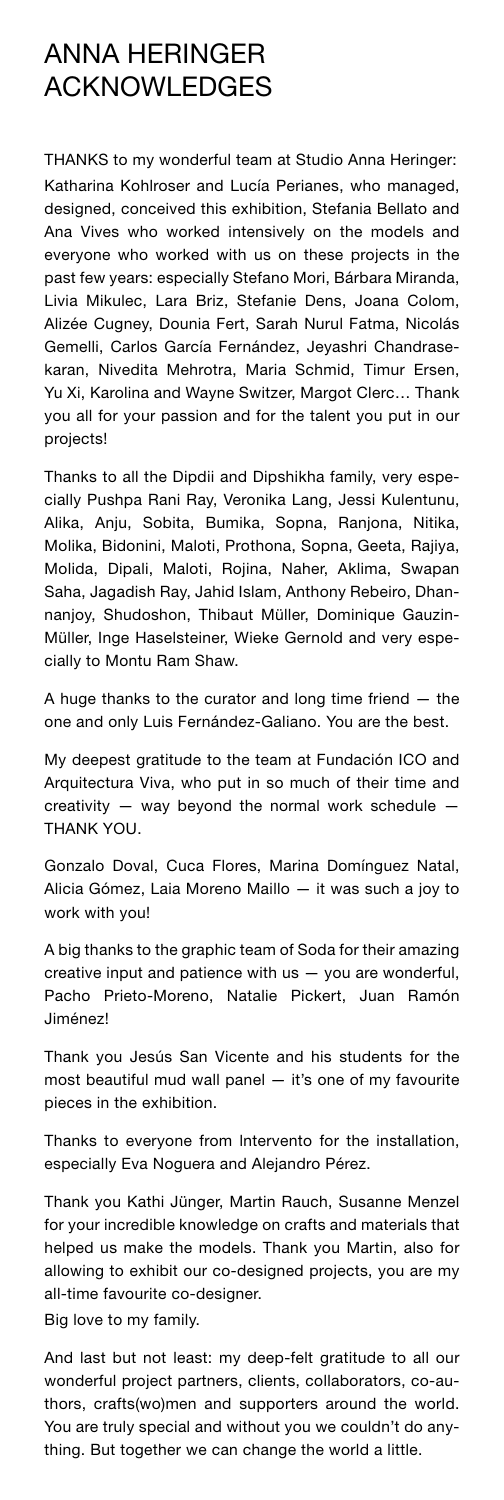# ANNA HERINGER ACKNOWLEDGES

THANKS to my wonderful team at Studio Anna Heringer: Katharina Kohlroser and Lucía Perianes, who managed, designed, conceived this exhibition, Stefania Bellato and Ana Vives who worked intensively on the models and everyone who worked with us on these projects in the past few years: especially Stefano Mori, Bárbara Miranda, Livia Mikulec, Lara Briz, Stefanie Dens, Joana Colom, Alizée Cugney, Dounia Fert, Sarah Nurul Fatma, Nicolás Gemelli, Carlos García Fernández, Jeyashri Chandrasekaran, Nivedita Mehrotra, Maria Schmid, Timur Ersen, Yu Xi, Karolina and Wayne Switzer, Margot Clerc… Thank you all for your passion and for the talent you put in our projects!

Thanks to all the Dipdii and Dipshikha family, very especially Pushpa Rani Ray, Veronika Lang, Jessi Kulentunu, Alika, Anju, Sobita, Bumika, Sopna, Ranjona, Nitika, Molika, Bidonini, Maloti, Prothona, Sopna, Geeta, Rajiya, Molida, Dipali, Maloti, Rojina, Naher, Aklima, Swapan Saha, Jagadish Ray, Jahid Islam, Anthony Rebeiro, Dhannanjoy, Shudoshon, Thibaut Müller, Dominique Gauzin-Müller, Inge Haselsteiner, Wieke Gernold and very especially to Montu Ram Shaw.

A huge thanks to the curator and long time friend — the one and only Luis Fernández-Galiano. You are the best.

My deepest gratitude to the team at Fundación ICO and Arquitectura Viva, who put in so much of their time and creativity — way beyond the normal work schedule — THANK YOU.

Gonzalo Doval, Cuca Flores, Marina Domínguez Natal, Alicia Gómez, Laia Moreno Maillo — it was such a joy to work with you!

A big thanks to the graphic team of Soda for their amazing creative input and patience with us — you are wonderful, Pacho Prieto-Moreno, Natalie Pickert, Juan Ramón Jiménez!

Thank you Jesús San Vicente and his students for the most beautiful mud wall panel — it's one of my favourite pieces in the exhibition.

Thanks to everyone from Intervento for the installation, especially Eva Noguera and Alejandro Pérez.

Thank you Kathi Jünger, Martin Rauch, Susanne Menzel for your incredible knowledge on crafts and materials that helped us make the models. Thank you Martin, also for allowing to exhibit our co-designed projects, you are my all-time favourite co-designer.

Big love to my family.

And last but not least: my deep-felt gratitude to all our wonderful project partners, clients, collaborators, co-authors, crafts(wo)men and supporters around the world. You are truly special and without you we couldn't do anything. But together we can change the world a little.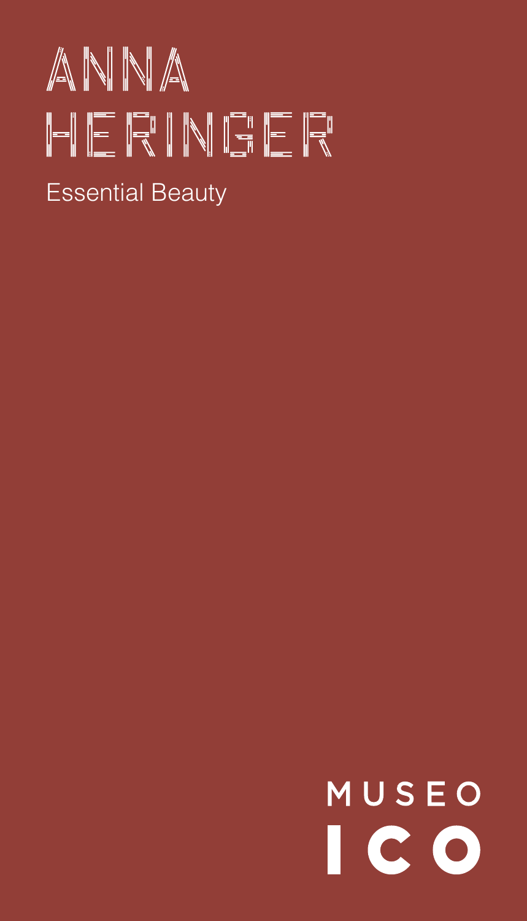# ANNA HERINGER

Essential Beauty

MUSEO
ICO